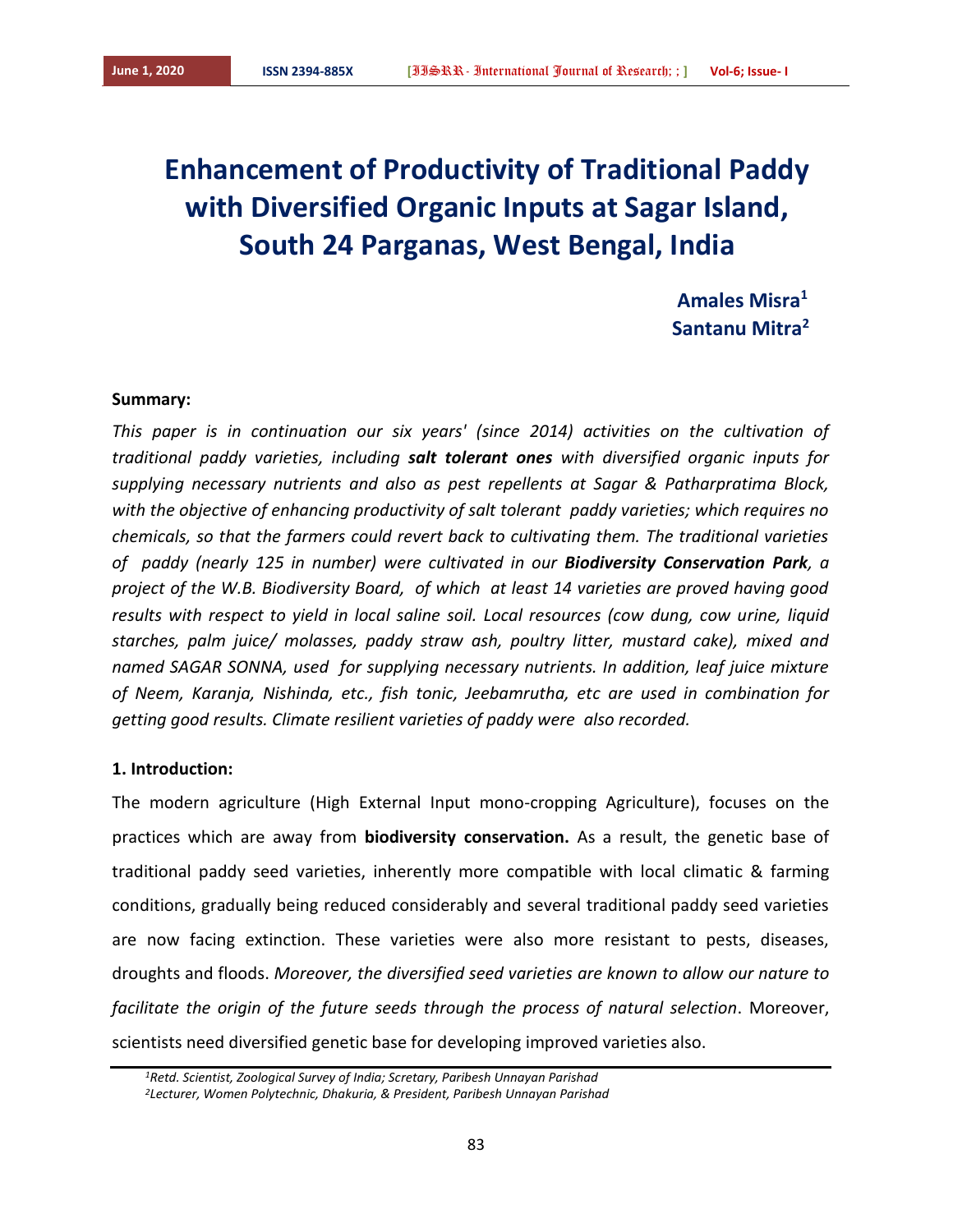# Enhancement of Productivity of Traditional Paddy with Diversified Organic Inputs at Sagar Island, South 24 Parganas, West Bengal, India

**Amales Misra[1]**
**Santanu Mitra[2]**

**Summary:**

*This paper is in continuation our six years' (since 2014) activities on the cultivation of traditional paddy varieties, including **salt tolerant ones** with diversified organic inputs for supplying necessary nutrients and also as pest repellents at Sagar & Patharpratima Block, with the objective of enhancing productivity of salt tolerant paddy varieties; which requires no chemicals, so that the farmers could revert back to cultivating them. The traditional varieties of paddy (nearly 125 in number) were cultivated in our **Biodiversity Conservation Park**, a project of the W.B. Biodiversity Board, of which at least 14 varieties are proved having good results with respect to yield in local saline soil. Local resources (cow dung, cow urine, liquid starches, palm juice/ molasses, paddy straw ash, poultry litter, mustard cake), mixed and named SAGAR SONNA, used for supplying necessary nutrients. In addition, leaf juice mixture of Neem, Karanja, Nishinda, etc., fish tonic, Jeebamrutha, etc are used in combination for getting good results. Climate resilient varieties of paddy were also recorded.*

**1. Introduction:**

The modern agriculture (High External Input mono-cropping Agriculture), focuses on the practices which are away from **biodiversity conservation.** As a result, the genetic base of traditional paddy seed varieties, inherently more compatible with local climatic & farming conditions, gradually being reduced considerably and several traditional paddy seed varieties are now facing extinction. These varieties were also more resistant to pests, diseases, droughts and floods. *Moreover, the diversified seed varieties are known to allow our nature to facilitate the origin of the future seeds through the process of natural selection*. Moreover, scientists need diversified genetic base for developing improved varieties also.

---

[1]Retd. Scientist, Zoological Survey of India; Scretary, Paribesh Unnayan Parishad
[2]Lecturer, Women Polytechnic, Dhakuria, & President, Paribesh Unnayan Parishad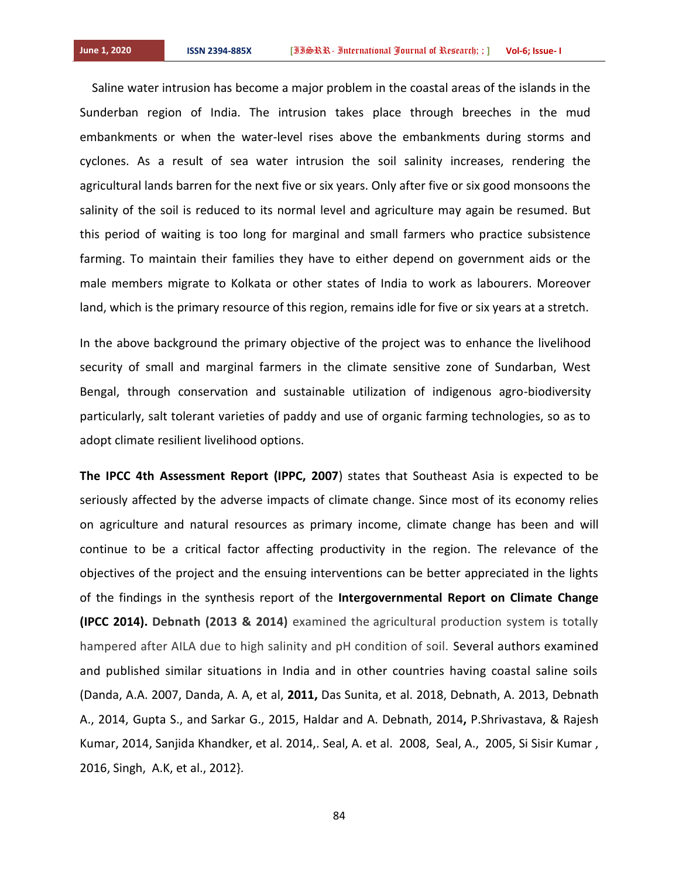Saline water intrusion has become a major problem in the coastal areas of the islands in the Sunderban region of India. The intrusion takes place through breeches in the mud embankments or when the water-level rises above the embankments during storms and cyclones. As a result of sea water intrusion the soil salinity increases, rendering the agricultural lands barren for the next five or six years. Only after five or six good monsoons the salinity of the soil is reduced to its normal level and agriculture may again be resumed. But this period of waiting is too long for marginal and small farmers who practice subsistence farming. To maintain their families they have to either depend on government aids or the male members migrate to Kolkata or other states of India to work as labourers. Moreover land, which is the primary resource of this region, remains idle for five or six years at a stretch.

In the above background the primary objective of the project was to enhance the livelihood security of small and marginal farmers in the climate sensitive zone of Sundarban, West Bengal, through conservation and sustainable utilization of indigenous agro-biodiversity particularly, salt tolerant varieties of paddy and use of organic farming technologies, so as to adopt climate resilient livelihood options.

**The IPCC 4th Assessment Report (IPPC, 2007**) states that Southeast Asia is expected to be seriously affected by the adverse impacts of climate change. Since most of its economy relies on agriculture and natural resources as primary income, climate change has been and will continue to be a critical factor affecting productivity in the region. The relevance of the objectives of the project and the ensuing interventions can be better appreciated in the lights of the findings in the synthesis report of the **Intergovernmental Report on Climate Change (IPCC 2014). Debnath (2013 & 2014)** examined the agricultural production system is totally hampered after AILA due to high salinity and pH condition of soil. Several authors examined and published similar situations in India and in other countries having coastal saline soils (Danda, A.A. 2007, Danda, A. A, et al, **2011,** Das Sunita, et al. 2018, Debnath, A. 2013, Debnath A., 2014, Gupta S., and Sarkar G., 2015, Haldar and A. Debnath, 2014**,** P.Shrivastava, & Rajesh Kumar, 2014, Sanjida Khandker, et al. 2014,. Seal, A. et al. 2008, Seal, A., 2005, Si Sisir Kumar , 2016, Singh, A.K, et al., 2012}.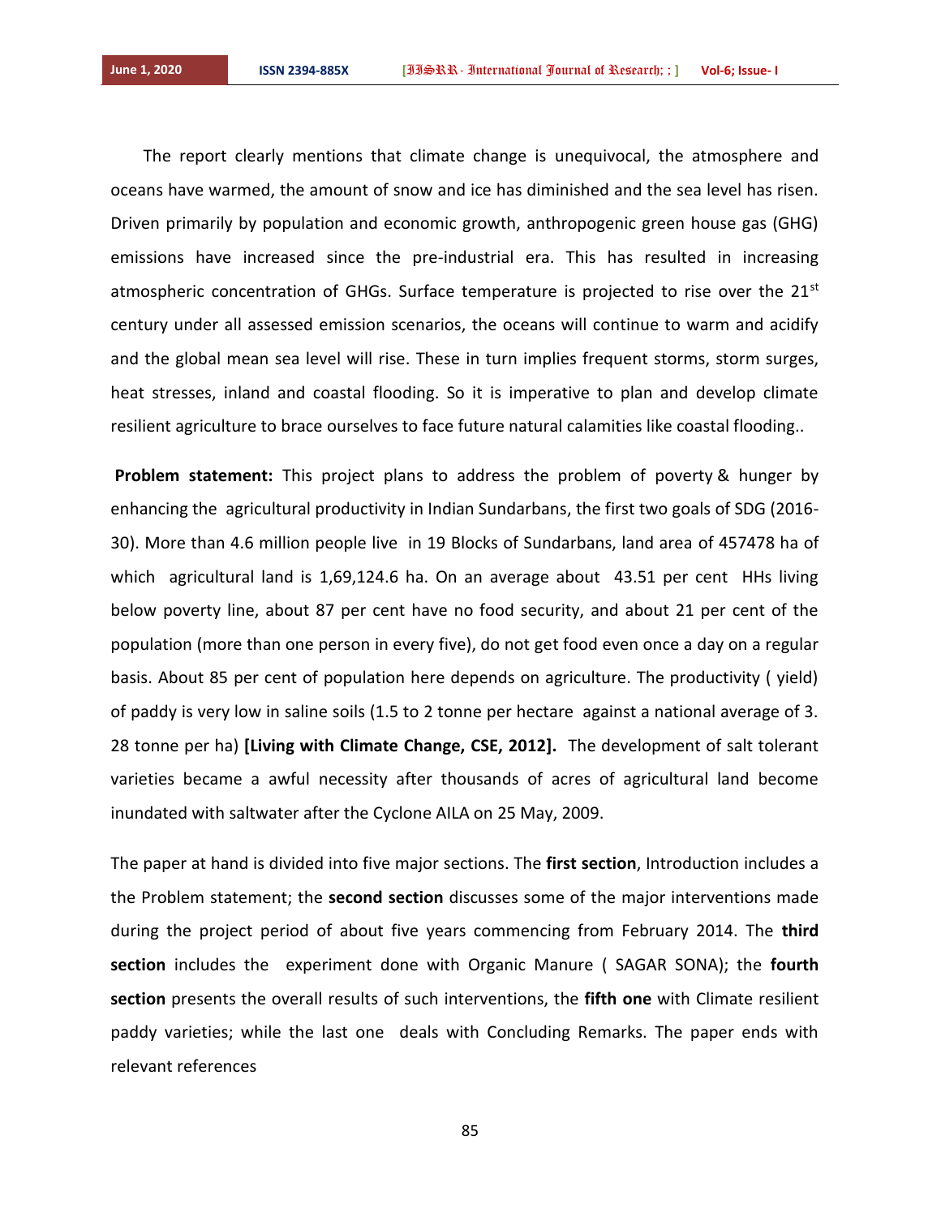The report clearly mentions that climate change is unequivocal, the atmosphere and oceans have warmed, the amount of snow and ice has diminished and the sea level has risen. Driven primarily by population and economic growth, anthropogenic green house gas (GHG) emissions have increased since the pre-industrial era. This has resulted in increasing atmospheric concentration of GHGs. Surface temperature is projected to rise over the 21st century under all assessed emission scenarios, the oceans will continue to warm and acidify and the global mean sea level will rise. These in turn implies frequent storms, storm surges, heat stresses, inland and coastal flooding. So it is imperative to plan and develop climate resilient agriculture to brace ourselves to face future natural calamities like coastal flooding..

**Problem statement:** This project plans to address the problem of poverty & hunger by enhancing the agricultural productivity in Indian Sundarbans, the first two goals of SDG (2016-30). More than 4.6 million people live in 19 Blocks of Sundarbans, land area of 457478 ha of which agricultural land is 1,69,124.6 ha. On an average about 43.51 per cent HHs living below poverty line, about 87 per cent have no food security, and about 21 per cent of the population (more than one person in every five), do not get food even once a day on a regular basis. About 85 per cent of population here depends on agriculture. The productivity ( yield) of paddy is very low in saline soils (1.5 to 2 tonne per hectare against a national average of 3. 28 tonne per ha) **[Living with Climate Change, CSE, 2012].** The development of salt tolerant varieties became a awful necessity after thousands of acres of agricultural land become inundated with saltwater after the Cyclone AILA on 25 May, 2009.

The paper at hand is divided into five major sections. The **first section**, Introduction includes a the Problem statement; the **second section** discusses some of the major interventions made during the project period of about five years commencing from February 2014. The **third section** includes the experiment done with Organic Manure ( SAGAR SONA); the **fourth section** presents the overall results of such interventions, the **fifth one** with Climate resilient paddy varieties; while the last one deals with Concluding Remarks. The paper ends with relevant references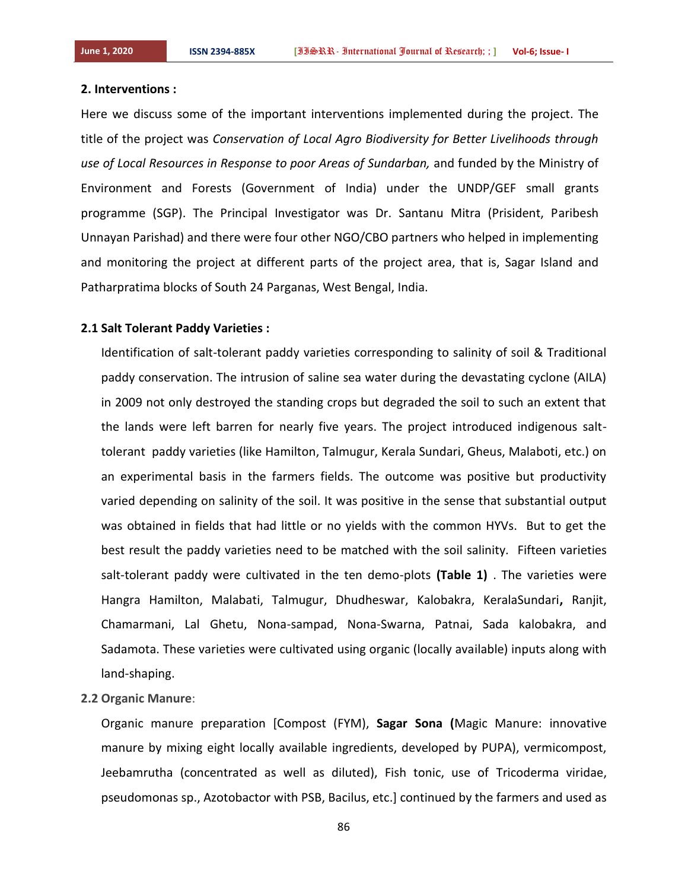### 2. Interventions :

Here we discuss some of the important interventions implemented during the project. The title of the project was *Conservation of Local Agro Biodiversity for Better Livelihoods through use of Local Resources in Response to poor Areas of Sundarban,* and funded by the Ministry of Environment and Forests (Government of India) under the UNDP/GEF small grants programme (SGP). The Principal Investigator was Dr. Santanu Mitra (Prisident, Paribesh Unnayan Parishad) and there were four other NGO/CBO partners who helped in implementing and monitoring the project at different parts of the project area, that is, Sagar Island and Patharpratima blocks of South 24 Parganas, West Bengal, India.

#### 2.1 Salt Tolerant Paddy Varieties :

Identification of salt-tolerant paddy varieties corresponding to salinity of soil & Traditional paddy conservation. The intrusion of saline sea water during the devastating cyclone (AILA) in 2009 not only destroyed the standing crops but degraded the soil to such an extent that the lands were left barren for nearly five years. The project introduced indigenous salt-tolerant paddy varieties (like Hamilton, Talmugur, Kerala Sundari, Gheus, Malaboti, etc.) on an experimental basis in the farmers fields. The outcome was positive but productivity varied depending on salinity of the soil. It was positive in the sense that substantial output was obtained in fields that had little or no yields with the common HYVs. But to get the best result the paddy varieties need to be matched with the soil salinity. Fifteen varieties salt-tolerant paddy were cultivated in the ten demo-plots **(Table 1)** . The varieties were Hangra Hamilton, Malabati, Talmugur, Dhudheswar, Kalobakra, KeralaSundari**,** Ranjit, Chamarmani, Lal Ghetu, Nona-sampad, Nona-Swarna, Patnai, Sada kalobakra, and Sadamota. These varieties were cultivated using organic (locally available) inputs along with land-shaping.

#### 2.2 Organic Manure:

Organic manure preparation [Compost (FYM), **Sagar Sona (**Magic Manure: innovative manure by mixing eight locally available ingredients, developed by PUPA), vermicompost, Jeebamrutha (concentrated as well as diluted), Fish tonic, use of Tricoderma viridae, pseudomonas sp., Azotobacter with PSB, Bacilus, etc.] continued by the farmers and used as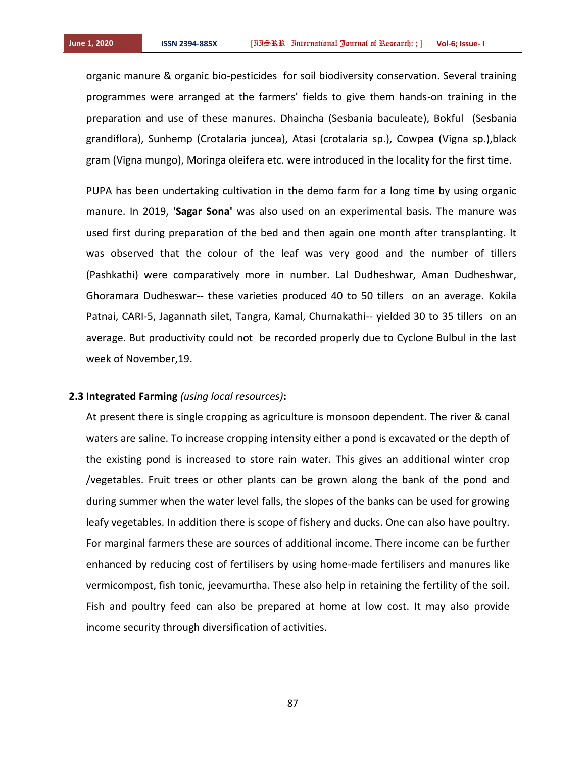organic manure & organic bio-pesticides for soil biodiversity conservation. Several training programmes were arranged at the farmers' fields to give them hands-on training in the preparation and use of these manures. Dhaincha (Sesbania baculeate), Bokful (Sesbania grandiflora), Sunhemp (Crotalaria juncea), Atasi (crotalaria sp.), Cowpea (Vigna sp.),black gram (Vigna mungo), Moringa oleifera etc. were introduced in the locality for the first time.

PUPA has been undertaking cultivation in the demo farm for a long time by using organic manure. In 2019, **'Sagar Sona'** was also used on an experimental basis. The manure was used first during preparation of the bed and then again one month after transplanting. It was observed that the colour of the leaf was very good and the number of tillers (Pashkathi) were comparatively more in number. Lal Dudheshwar, Aman Dudheshwar, Ghoramara Dudheswar**--** these varieties produced 40 to 50 tillers on an average. Kokila Patnai, CARI-5, Jagannath silet, Tangra, Kamal, Churnakathi-- yielded 30 to 35 tillers on an average. But productivity could not be recorded properly due to Cyclone Bulbul in the last week of November,19.

### 2.3 Integrated Farming *(using local resources)*:

At present there is single cropping as agriculture is monsoon dependent. The river & canal waters are saline. To increase cropping intensity either a pond is excavated or the depth of the existing pond is increased to store rain water. This gives an additional winter crop /vegetables. Fruit trees or other plants can be grown along the bank of the pond and during summer when the water level falls, the slopes of the banks can be used for growing leafy vegetables. In addition there is scope of fishery and ducks. One can also have poultry. For marginal farmers these are sources of additional income. There income can be further enhanced by reducing cost of fertilisers by using home-made fertilisers and manures like vermicompost, fish tonic, jeevamurtha. These also help in retaining the fertility of the soil. Fish and poultry feed can also be prepared at home at low cost. It may also provide income security through diversification of activities.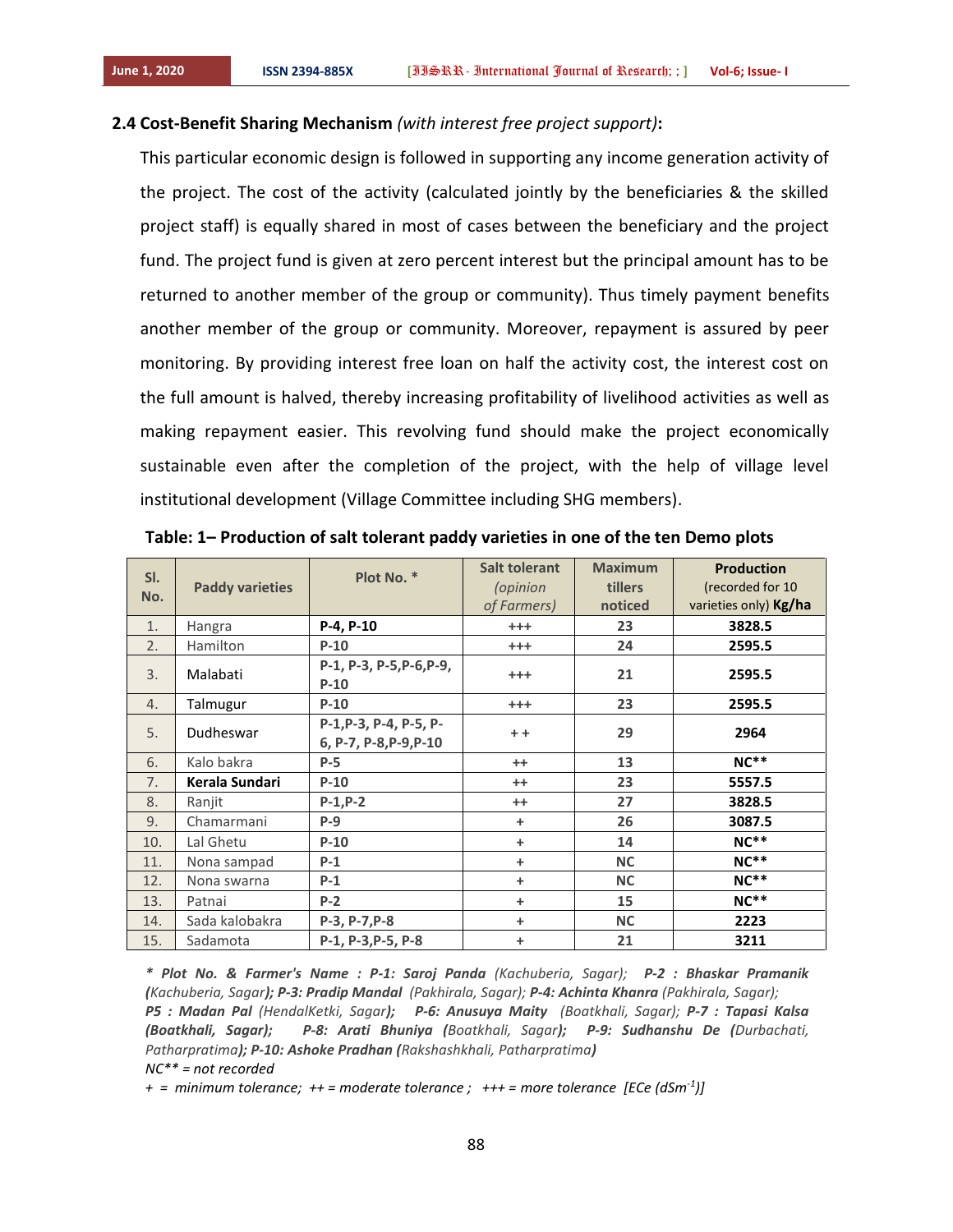### 2.4 Cost-Benefit Sharing Mechanism *(with interest free project support)*:

This particular economic design is followed in supporting any income generation activity of the project. The cost of the activity (calculated jointly by the beneficiaries & the skilled project staff) is equally shared in most of cases between the beneficiary and the project fund. The project fund is given at zero percent interest but the principal amount has to be returned to another member of the group or community). Thus timely payment benefits another member of the group or community. Moreover, repayment is assured by peer monitoring. By providing interest free loan on half the activity cost, the interest cost on the full amount is halved, thereby increasing profitability of livelihood activities as well as making repayment easier. This revolving fund should make the project economically sustainable even after the completion of the project, with the help of village level institutional development (Village Committee including SHG members).

**Table: 1– Production of salt tolerant paddy varieties in one of the ten Demo plots**

| Sl. No. | Paddy varieties | Plot No. * | Salt tolerant *(opinion of Farmers)* | Maximum tillers noticed | Production (recorded for 10 varieties only) **Kg/ha** |
|---|---|---|---|---|---|
| 1. | Hangra | **P-4, P-10** | +++ | 23 | **3828.5** |
| 2. | Hamilton | **P-10** | +++ | 24 | **2595.5** |
| 3. | Malabati | **P-1, P-3, P-5,P-6,P-9, P-10** | +++ | 21 | **2595.5** |
| 4. | Talmugur | **P-10** | +++ | 23 | **2595.5** |
| 5. | Dudheswar | **P-1,P-3, P-4, P-5, P-6, P-7, P-8,P-9,P-10** | + + | 29 | **2964** |
| 6. | Kalo bakra | **P-5** | ++ | 13 | **NC**** |
| 7. | **Kerala Sundari** | **P-10** | ++ | 23 | **5557.5** |
| 8. | Ranjit | **P-1,P-2** | ++ | 27 | **3828.5** |
| 9. | Chamarmani | **P-9** | + | 26 | **3087.5** |
| 10. | Lal Ghetu | **P-10** | + | 14 | **NC**** |
| 11. | Nona sampad | **P-1** | + | NC | **NC**** |
| 12. | Nona swarna | **P-1** | + | NC | **NC**** |
| 13. | Patnai | **P-2** | + | 15 | **NC**** |
| 14. | Sada kalobakra | **P-3, P-7,P-8** | + | NC | **2223** |
| 15. | Sadamota | **P-1, P-3,P-5, P-8** | + | 21 | **3211** |

*\* Plot No. & Farmer's Name : **P-1: Saroj Panda** (Kachuberia, Sagar); **P-2 : Bhaskar Pramanik (**Kachuberia, Sagar**); P-3: Pradip Mandal** (Pakhirala, Sagar); **P-4: Achinta Khanra** (Pakhirala, Sagar); **P5 : Madan Pal** (HendalKetki, Sagar**); P-6: Anusuya Maity** (Boatkhali, Sagar); **P-7 : Tapasi Kalsa (Boatkhali, Sagar); P-8: Arati Bhuniya (**Boatkhali, Sagar**); P-9: Sudhanshu De (**Durbachati, Patharpratima**); P-10: Ashoke Pradhan (**Rakshashkhali, Patharpratima**)***

*NC** = not recorded*

*+ = minimum tolerance; ++ = moderate tolerance ; +++ = more tolerance [ECe (dSm$^{-1}$)]*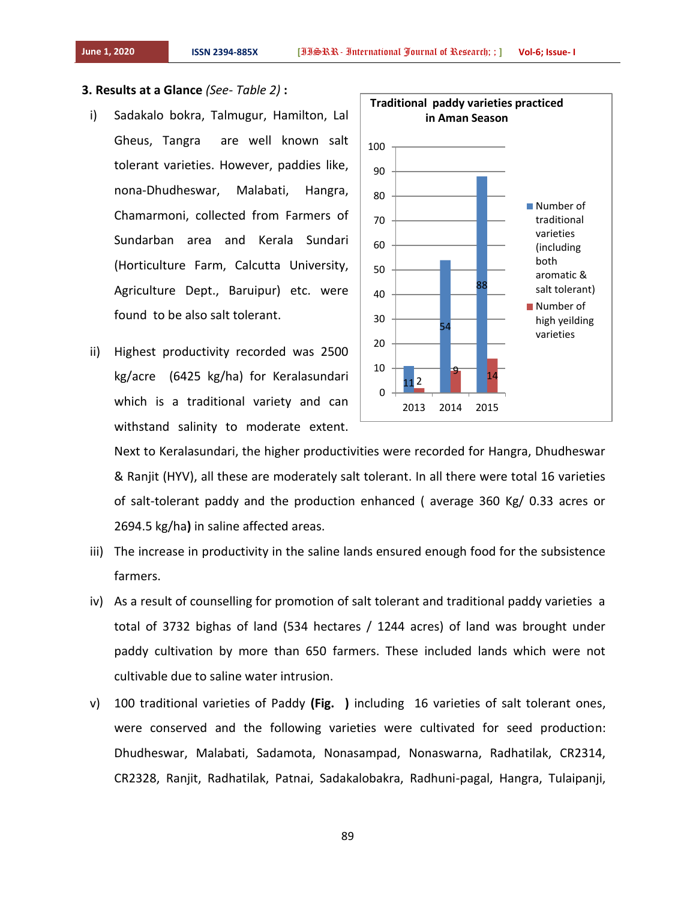### 3. Results at a Glance *(See- Table 2)* :

i) Sadakalo bokra, Talmugur, Hamilton, Lal Gheus, Tangra are well known salt tolerant varieties. However, paddies like, nona-Dhudheswar, Malabati, Hangra, Chamarmoni, collected from Farmers of Sundarban area and Kerala Sundari (Horticulture Farm, Calcutta University, Agriculture Dept., Baruipur) etc. were found to be also salt tolerant.

ii) Highest productivity recorded was 2500 kg/acre (6425 kg/ha) for Keralasundari which is a traditional variety and can withstand salinity to moderate extent. Next to Keralasundari, the higher productivities were recorded for Hangra, Dhudheswar & Ranjit (HYV), all these are moderately salt tolerant. In all there were total 16 varieties of salt-tolerant paddy and the production enhanced ( average 360 Kg/ 0.33 acres or 2694.5 kg/ha**)** in saline affected areas.

**Traditional paddy varieties practiced in Aman Season**

| Year | Number of traditional varieties (including both aromatic & salt tolerant) | Number of high yeilding varieties |
|---|---|---|
| 2013 | 11 | 2 |
| 2014 | 54 | 9 |
| 2015 | 88 | 14 |

iii) The increase in productivity in the saline lands ensured enough food for the subsistence farmers.

iv) As a result of counselling for promotion of salt tolerant and traditional paddy varieties a total of 3732 bighas of land (534 hectares / 1244 acres) of land was brought under paddy cultivation by more than 650 farmers. These included lands which were not cultivable due to saline water intrusion.

v) 100 traditional varieties of Paddy **(Fig. )** including 16 varieties of salt tolerant ones, were conserved and the following varieties were cultivated for seed production: Dhudheswar, Malabati, Sadamota, Nonasampad, Nonaswarna, Radhatilak, CR2314, CR2328, Ranjit, Radhatilak, Patnai, Sadakalobakra, Radhuni-pagal, Hangra, Tulaipanji,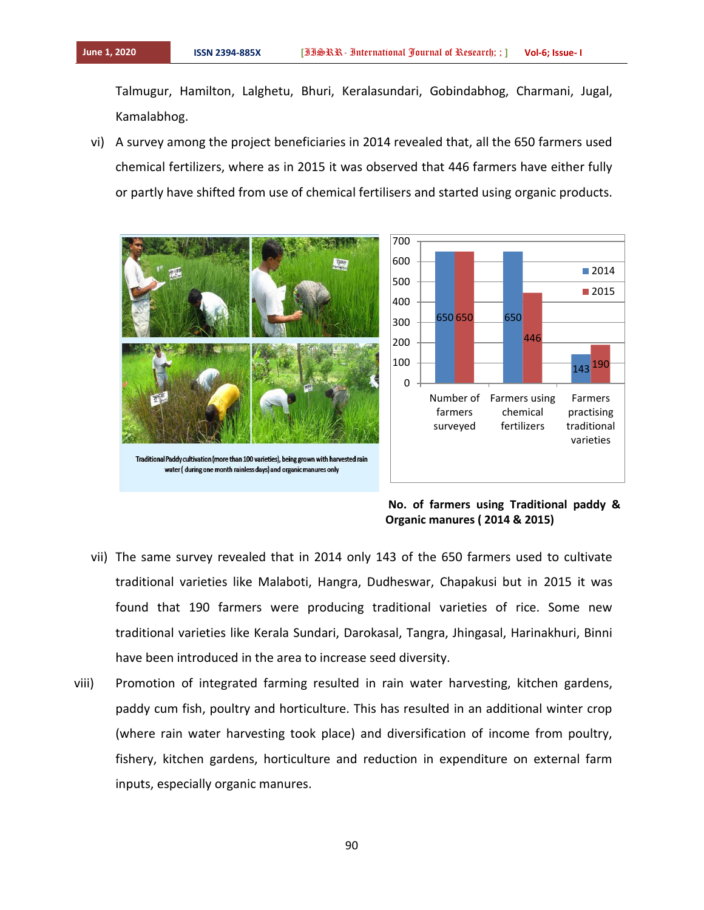Talmugur, Hamilton, Lalghetu, Bhuri, Keralasundari, Gobindabhog, Charmani, Jugal, Kamalabhog.

vi) A survey among the project beneficiaries in 2014 revealed that, all the 650 farmers used chemical fertilizers, where as in 2015 it was observed that 446 farmers have either fully or partly have shifted from use of chemical fertilisers and started using organic products.

Traditional Paddy cultivation (more than 100 varieties), being grown with harvested rain water ( during one month rainless days) and organic manures only

| | 2014 | 2015 |
|---|---|---|
| Number of farmers surveyed | 650 | 650 |
| Farmers using chemical fertilizers | 650 | 446 |
| Farmers practising traditional varieties | 143 | 190 |

**No. of farmers using Traditional paddy & Organic manures ( 2014 & 2015)**

vii) The same survey revealed that in 2014 only 143 of the 650 farmers used to cultivate traditional varieties like Malaboti, Hangra, Dudheswar, Chapakusi but in 2015 it was found that 190 farmers were producing traditional varieties of rice. Some new traditional varieties like Kerala Sundari, Darokasal, Tangra, Jhingasal, Harinakhuri, Binni have been introduced in the area to increase seed diversity.

viii) Promotion of integrated farming resulted in rain water harvesting, kitchen gardens, paddy cum fish, poultry and horticulture. This has resulted in an additional winter crop (where rain water harvesting took place) and diversification of income from poultry, fishery, kitchen gardens, horticulture and reduction in expenditure on external farm inputs, especially organic manures.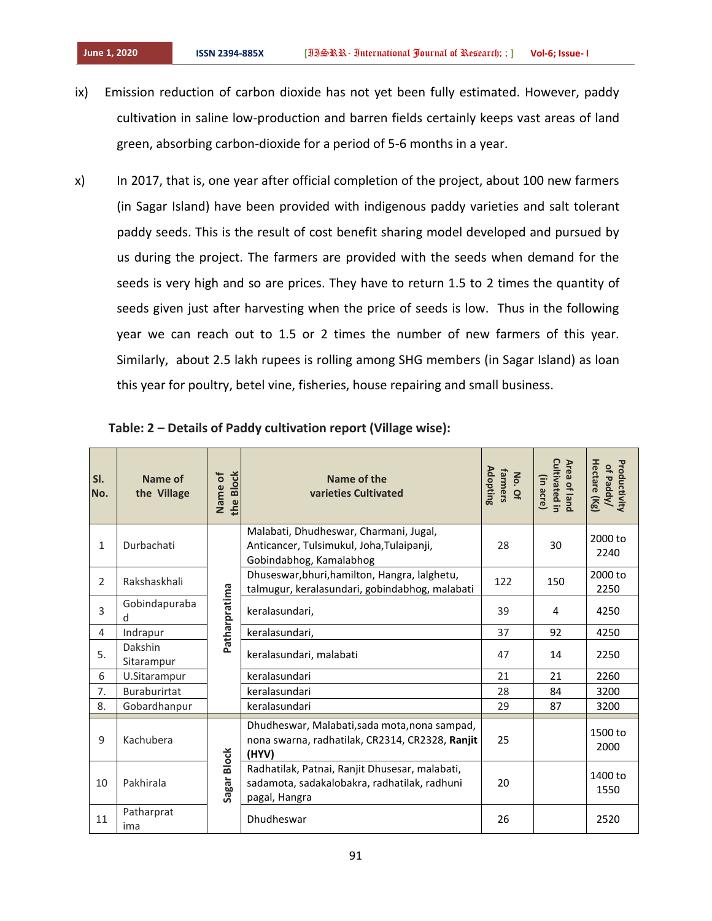ix) Emission reduction of carbon dioxide has not yet been fully estimated. However, paddy cultivation in saline low-production and barren fields certainly keeps vast areas of land green, absorbing carbon-dioxide for a period of 5-6 months in a year.

x) In 2017, that is, one year after official completion of the project, about 100 new farmers (in Sagar Island) have been provided with indigenous paddy varieties and salt tolerant paddy seeds. This is the result of cost benefit sharing model developed and pursued by us during the project. The farmers are provided with the seeds when demand for the seeds is very high and so are prices. They have to return 1.5 to 2 times the quantity of seeds given just after harvesting when the price of seeds is low. Thus in the following year we can reach out to 1.5 or 2 times the number of new farmers of this year. Similarly, about 2.5 lakh rupees is rolling among SHG members (in Sagar Island) as loan this year for poultry, betel vine, fisheries, house repairing and small business.

**Table: 2 – Details of Paddy cultivation report (Village wise):**

| Sl. No. | Name of the Village | Name of the Block | Name of the varieties Cultivated | No. Of farmers Adopting | Area of land Cultivated in (in acre) | Productivity of Paddy/ Hectare (Kg) |
|---|---|---|---|---|---|---|
| 1 | Durbachati | Patharpratima | Malabati, Dhudheswar, Charmani, Jugal, Anticancer, Tulsimukul, Joha,Tulaipanji, Gobindabhog, Kamalabhog | 28 | 30 | 2000 to 2240 |
| 2 | Rakshaskhali | | Dhuseswar,bhuri,hamilton, Hangra, lalghetu, talmugur, keralasundari, gobindabhog, malabati | 122 | 150 | 2000 to 2250 |
| 3 | Gobindapurabad | | keralasundari, | 39 | 4 | 4250 |
| 4 | Indrapur | | keralasundari, | 37 | 92 | 4250 |
| 5. | Dakshin Sitarampur | | keralasundari, malabati | 47 | 14 | 2250 |
| 6 | U.Sitarampur | | keralasundari | 21 | 21 | 2260 |
| 7. | Buraburirtat | | keralasundari | 28 | 84 | 3200 |
| 8. | Gobardhanpur | | keralasundari | 29 | 87 | 3200 |
| 9 | Kachubera | Sagar Block | Dhudheswar, Malabati,sada mota,nona sampad, nona swarna, radhatilak, CR2314, CR2328, **Ranjit (HYV)** | 25 | | 1500 to 2000 |
| 10 | Pakhirala | | Radhatilak, Patnai, Ranjit Dhusesar, malabati, sadamota, sadakalobakra, radhatilak, radhuni pagal, Hangra | 20 | | 1400 to 1550 |
| 11 | Patharpratima | | Dhudheswar | 26 | | 2520 |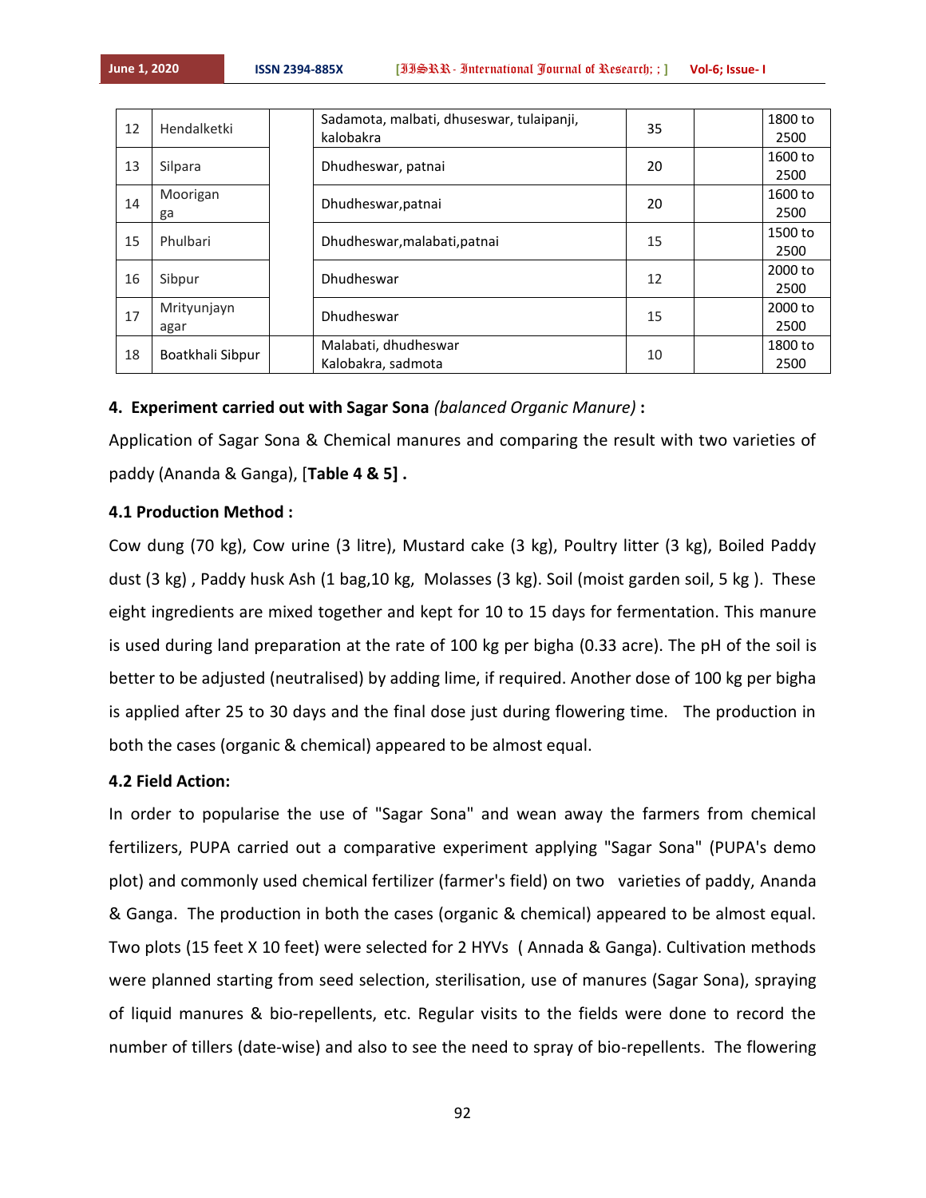| | | | | | | |
|---|---|---|---|---|---|---|
| 12 | Hendalketki | | Sadamota, malbati, dhuseswar, tulaipanji, kalobakra | 35 | | 1800 to 2500 |
| 13 | Silpara | | Dhudheswar, patnai | 20 | | 1600 to 2500 |
| 14 | Moorigan ga | | Dhudheswar,patnai | 20 | | 1600 to 2500 |
| 15 | Phulbari | | Dhudheswar,malabati,patnai | 15 | | 1500 to 2500 |
| 16 | Sibpur | | Dhudheswar | 12 | | 2000 to 2500 |
| 17 | Mrityunjayn agar | | Dhudheswar | 15 | | 2000 to 2500 |
| 18 | Boatkhali Sibpur | | Malabati, dhudheswar Kalobakra, sadmota | 10 | | 1800 to 2500 |

**4. Experiment carried out with Sagar Sona** *(balanced Organic Manure)* **:**

Application of Sagar Sona & Chemical manures and comparing the result with two varieties of paddy (Ananda & Ganga), [**Table 4 & 5] .**

**4.1 Production Method :**

Cow dung (70 kg), Cow urine (3 litre), Mustard cake (3 kg), Poultry litter (3 kg), Boiled Paddy dust (3 kg) , Paddy husk Ash (1 bag,10 kg, Molasses (3 kg). Soil (moist garden soil, 5 kg ). These eight ingredients are mixed together and kept for 10 to 15 days for fermentation. This manure is used during land preparation at the rate of 100 kg per bigha (0.33 acre). The pH of the soil is better to be adjusted (neutralised) by adding lime, if required. Another dose of 100 kg per bigha is applied after 25 to 30 days and the final dose just during flowering time. The production in both the cases (organic & chemical) appeared to be almost equal.

**4.2 Field Action:**

In order to popularise the use of "Sagar Sona" and wean away the farmers from chemical fertilizers, PUPA carried out a comparative experiment applying "Sagar Sona" (PUPA's demo plot) and commonly used chemical fertilizer (farmer's field) on two varieties of paddy, Ananda & Ganga. The production in both the cases (organic & chemical) appeared to be almost equal. Two plots (15 feet X 10 feet) were selected for 2 HYVs ( Annada & Ganga). Cultivation methods were planned starting from seed selection, sterilisation, use of manures (Sagar Sona), spraying of liquid manures & bio-repellents, etc. Regular visits to the fields were done to record the number of tillers (date-wise) and also to see the need to spray of bio-repellents. The flowering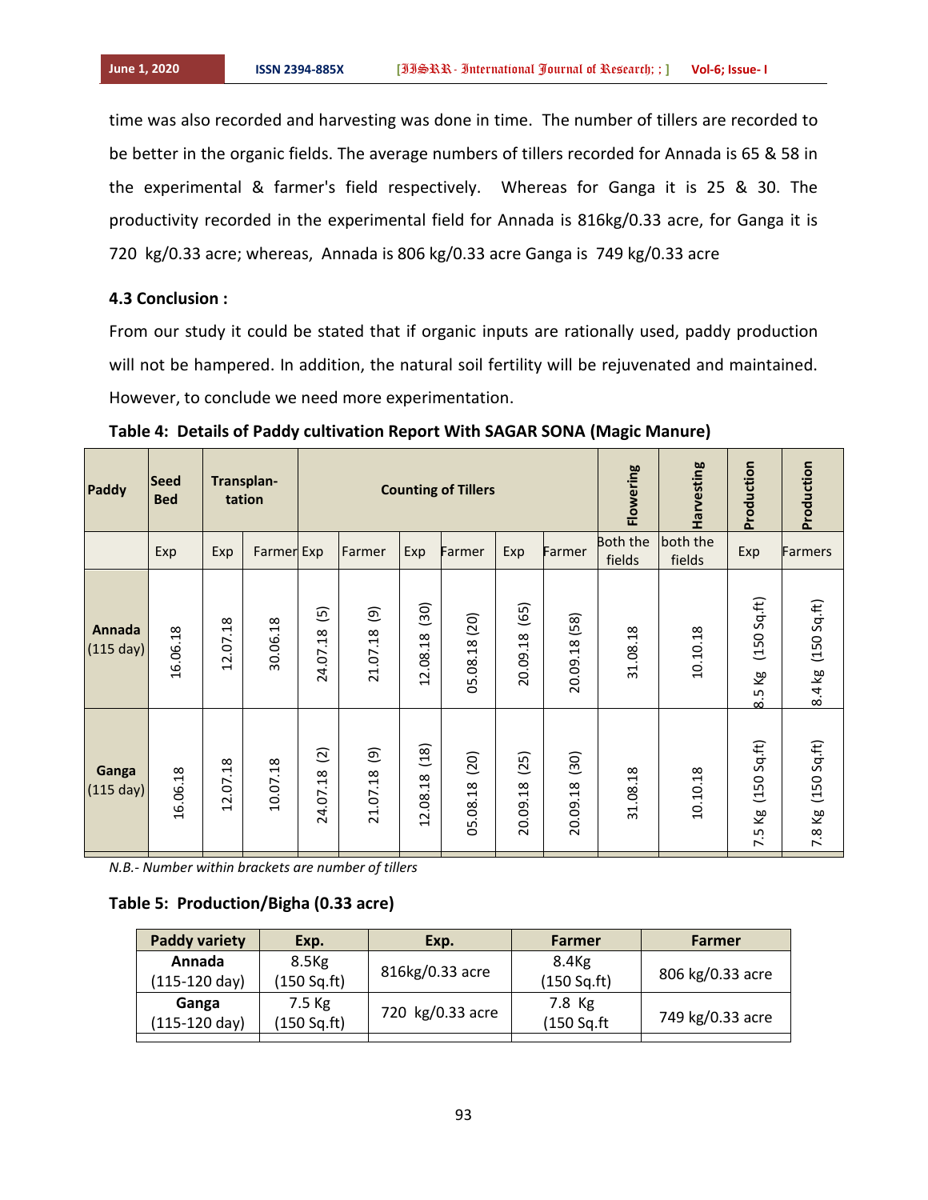time was also recorded and harvesting was done in time. The number of tillers are recorded to be better in the organic fields. The average numbers of tillers recorded for Annada is 65 & 58 in the experimental & farmer's field respectively. Whereas for Ganga it is 25 & 30. The productivity recorded in the experimental field for Annada is 816kg/0.33 acre, for Ganga it is 720 kg/0.33 acre; whereas, Annada is 806 kg/0.33 acre Ganga is 749 kg/0.33 acre

### 4.3 Conclusion :

From our study it could be stated that if organic inputs are rationally used, paddy production will not be hampered. In addition, the natural soil fertility will be rejuvenated and maintained. However, to conclude we need more experimentation.

**Table 4: Details of Paddy cultivation Report With SAGAR SONA (Magic Manure)**

| Paddy | Seed Bed | Transplan-tation | | Counting of Tillers | | | | | | | | Flowering | Harvesting | Production | Production |
|---|---|---|---|---|---|---|---|---|---|---|---|---|---|---|---|
| | Exp | Exp | Farmer | Exp | Farmer | Exp | Farmer | Exp | Farmer | | | Both the fields | both the fields | Exp | Farmers |
| **Annada** (115 day) | 16.06.18 | 12.07.18 | 30.06.18 | 24.07.18 (5) | 21.07.18 (9) | 12.08.18 (30) | 05.08.18 (20) | 20.09.18 (65) | 20.09.18 (58) | | | 31.08.18 | 10.10.18 | 8.5 Kg (150 Sq.ft) | 8.4 Kg (150 Sq.ft) |
| **Ganga** (115 day) | 16.06.18 | 12.07.18 | 10.07.18 | 24.07.18 (2) | 21.07.18 (9) | 12.08.18 (18) | 05.08.18 (20) | 20.09.18 (25) | 20.09.18 (30) | | | 31.08.18 | 10.10.18 | 7.5 Kg (150 Sq.ft) | 7.8 Kg (150 Sq.ft) |

*N.B.- Number within brackets are number of tillers*

**Table 5: Production/Bigha (0.33 acre)**

| Paddy variety | Exp. | Exp. | Farmer | Farmer |
|---|---|---|---|---|
| **Annada** (115-120 day) | 8.5Kg (150 Sq.ft) | 816kg/0.33 acre | 8.4Kg (150 Sq.ft) | 806 kg/0.33 acre |
| **Ganga** (115-120 day) | 7.5 Kg (150 Sq.ft) | 720 kg/0.33 acre | 7.8 Kg (150 Sq.ft | 749 kg/0.33 acre |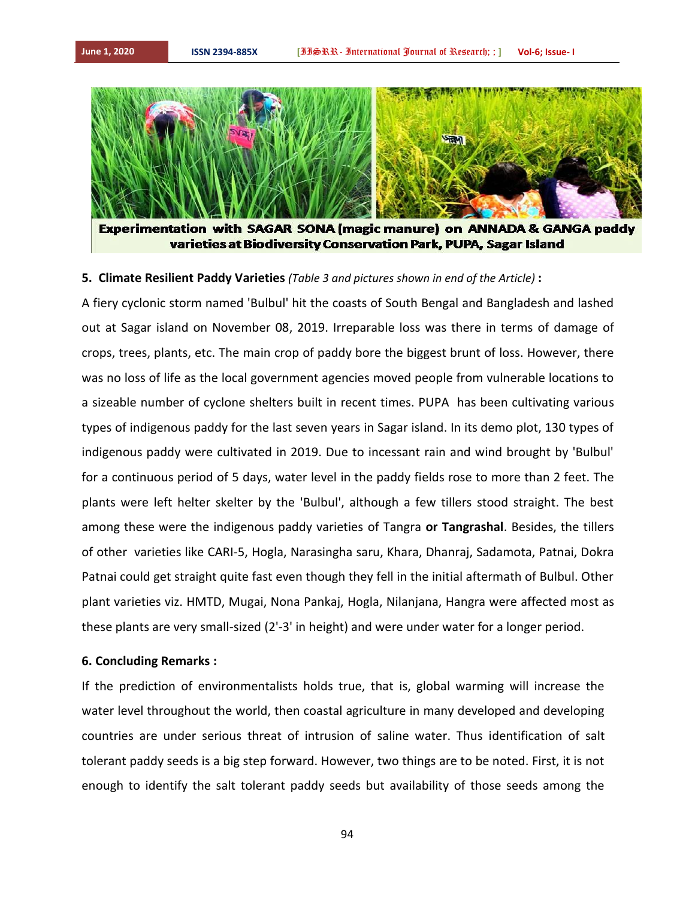Experimentation with SAGAR SONA (magic manure) on ANNADA & GANGA paddy varieties at Biodiversity Conservation Park, PUPA, Sagar Island

**5. Climate Resilient Paddy Varieties** *(Table 3 and pictures shown in end of the Article)* **:**

A fiery cyclonic storm named 'Bulbul' hit the coasts of South Bengal and Bangladesh and lashed out at Sagar island on November 08, 2019. Irreparable loss was there in terms of damage of crops, trees, plants, etc. The main crop of paddy bore the biggest brunt of loss. However, there was no loss of life as the local government agencies moved people from vulnerable locations to a sizeable number of cyclone shelters built in recent times. PUPA has been cultivating various types of indigenous paddy for the last seven years in Sagar island. In its demo plot, 130 types of indigenous paddy were cultivated in 2019. Due to incessant rain and wind brought by 'Bulbul' for a continuous period of 5 days, water level in the paddy fields rose to more than 2 feet. The plants were left helter skelter by the 'Bulbul', although a few tillers stood straight. The best among these were the indigenous paddy varieties of Tangra **or Tangrashal**. Besides, the tillers of other varieties like CARI-5, Hogla, Narasingha saru, Khara, Dhanraj, Sadamota, Patnai, Dokra Patnai could get straight quite fast even though they fell in the initial aftermath of Bulbul. Other plant varieties viz. HMTD, Mugai, Nona Pankaj, Hogla, Nilanjana, Hangra were affected most as these plants are very small-sized (2'-3' in height) and were under water for a longer period.

**6. Concluding Remarks :**

If the prediction of environmentalists holds true, that is, global warming will increase the water level throughout the world, then coastal agriculture in many developed and developing countries are under serious threat of intrusion of saline water. Thus identification of salt tolerant paddy seeds is a big step forward. However, two things are to be noted. First, it is not enough to identify the salt tolerant paddy seeds but availability of those seeds among the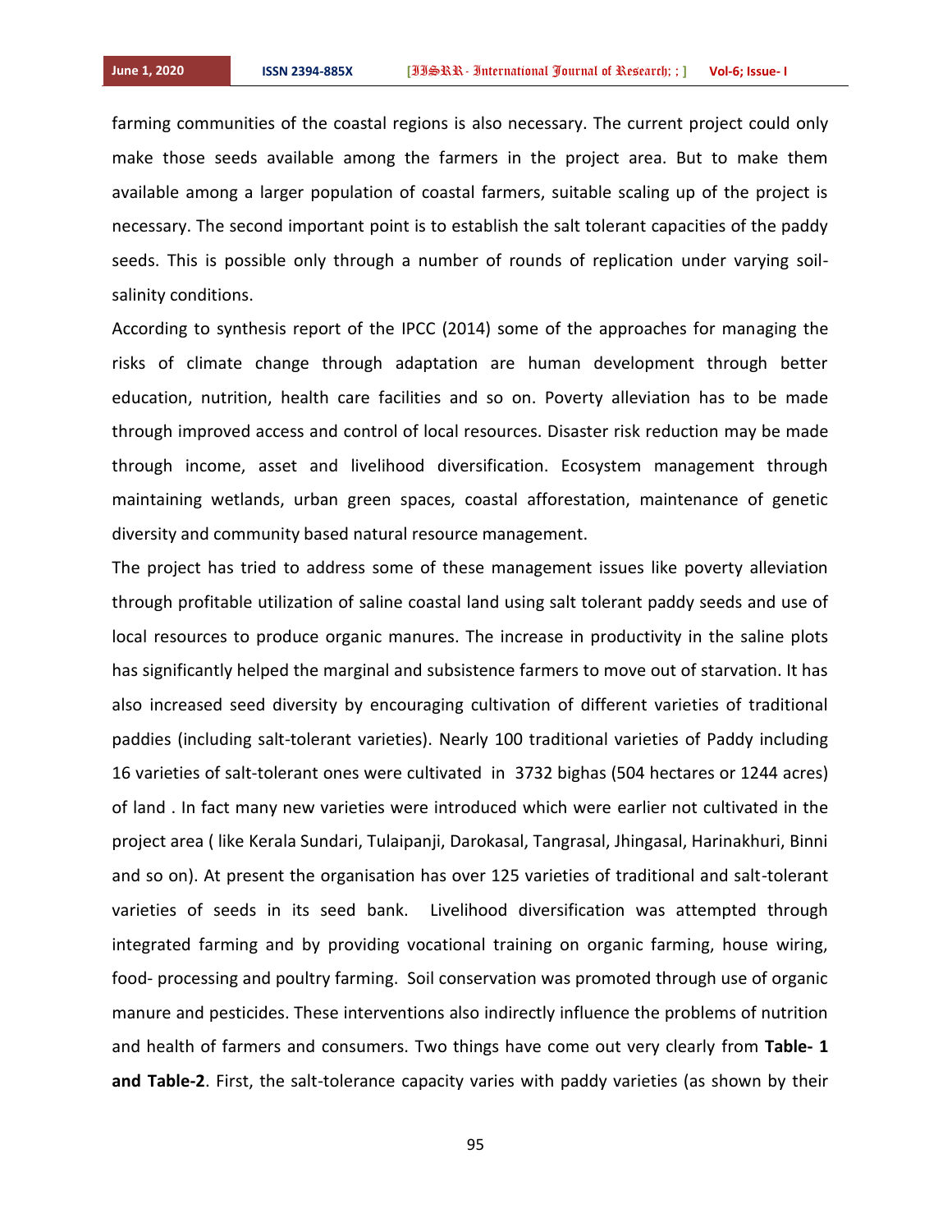farming communities of the coastal regions is also necessary. The current project could only make those seeds available among the farmers in the project area. But to make them available among a larger population of coastal farmers, suitable scaling up of the project is necessary. The second important point is to establish the salt tolerant capacities of the paddy seeds. This is possible only through a number of rounds of replication under varying soil-salinity conditions.

According to synthesis report of the IPCC (2014) some of the approaches for managing the risks of climate change through adaptation are human development through better education, nutrition, health care facilities and so on. Poverty alleviation has to be made through improved access and control of local resources. Disaster risk reduction may be made through income, asset and livelihood diversification. Ecosystem management through maintaining wetlands, urban green spaces, coastal afforestation, maintenance of genetic diversity and community based natural resource management.

The project has tried to address some of these management issues like poverty alleviation through profitable utilization of saline coastal land using salt tolerant paddy seeds and use of local resources to produce organic manures. The increase in productivity in the saline plots has significantly helped the marginal and subsistence farmers to move out of starvation. It has also increased seed diversity by encouraging cultivation of different varieties of traditional paddies (including salt-tolerant varieties). Nearly 100 traditional varieties of Paddy including 16 varieties of salt-tolerant ones were cultivated in 3732 bighas (504 hectares or 1244 acres) of land . In fact many new varieties were introduced which were earlier not cultivated in the project area ( like Kerala Sundari, Tulaipanji, Darokasal, Tangrasal, Jhingasal, Harinakhuri, Binni and so on). At present the organisation has over 125 varieties of traditional and salt-tolerant varieties of seeds in its seed bank. Livelihood diversification was attempted through integrated farming and by providing vocational training on organic farming, house wiring, food- processing and poultry farming. Soil conservation was promoted through use of organic manure and pesticides. These interventions also indirectly influence the problems of nutrition and health of farmers and consumers. Two things have come out very clearly from **Table- 1 and Table-2**. First, the salt-tolerance capacity varies with paddy varieties (as shown by their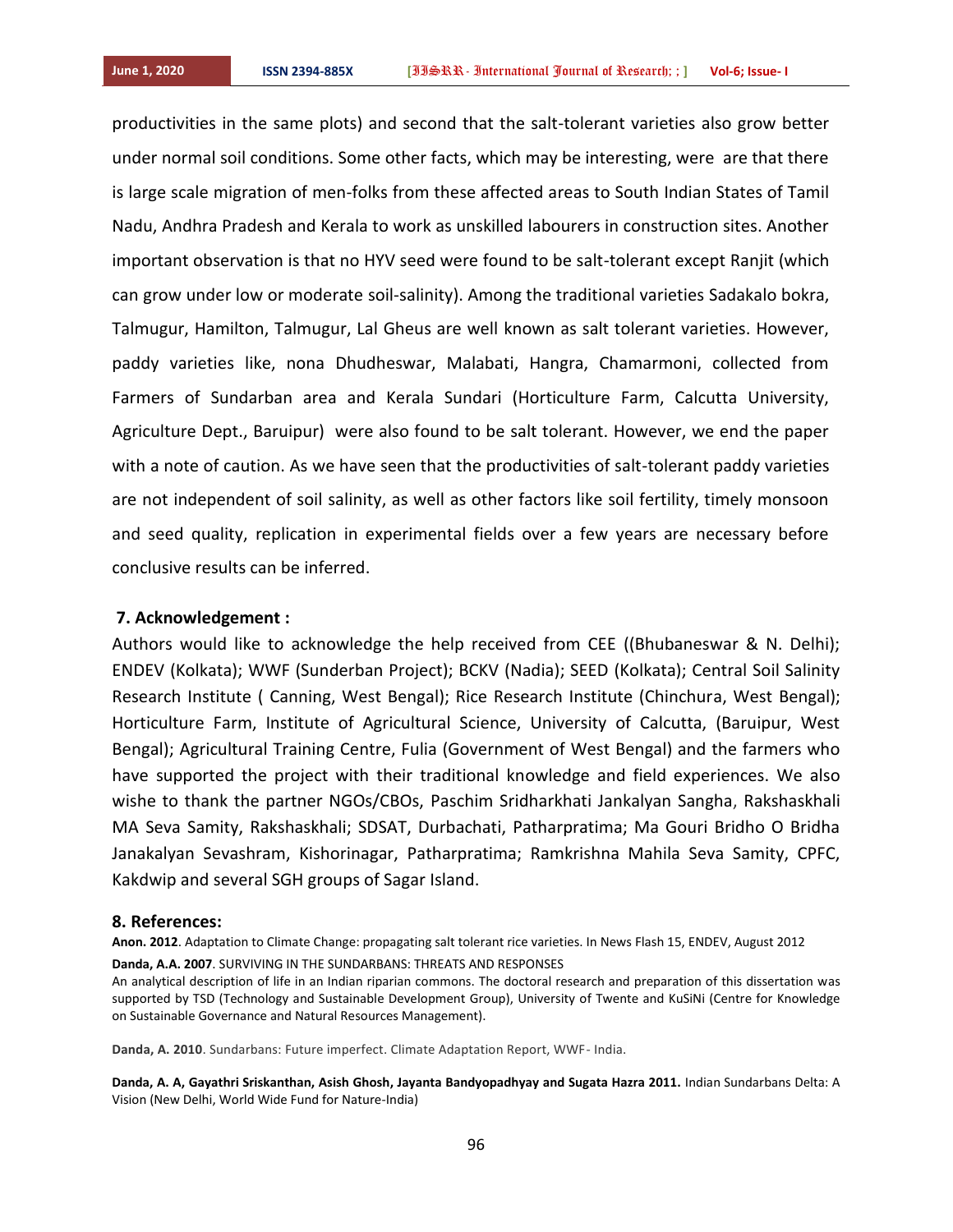productivities in the same plots) and second that the salt-tolerant varieties also grow better under normal soil conditions. Some other facts, which may be interesting, were are that there is large scale migration of men-folks from these affected areas to South Indian States of Tamil Nadu, Andhra Pradesh and Kerala to work as unskilled labourers in construction sites. Another important observation is that no HYV seed were found to be salt-tolerant except Ranjit (which can grow under low or moderate soil-salinity). Among the traditional varieties Sadakalo bokra, Talmugur, Hamilton, Talmugur, Lal Gheus are well known as salt tolerant varieties. However, paddy varieties like, nona Dhudheswar, Malabati, Hangra, Chamarmoni, collected from Farmers of Sundarban area and Kerala Sundari (Horticulture Farm, Calcutta University, Agriculture Dept., Baruipur) were also found to be salt tolerant. However, we end the paper with a note of caution. As we have seen that the productivities of salt-tolerant paddy varieties are not independent of soil salinity, as well as other factors like soil fertility, timely monsoon and seed quality, replication in experimental fields over a few years are necessary before conclusive results can be inferred.

## 7. Acknowledgement :

Authors would like to acknowledge the help received from CEE ((Bhubaneswar & N. Delhi); ENDEV (Kolkata); WWF (Sunderban Project); BCKV (Nadia); SEED (Kolkata); Central Soil Salinity Research Institute ( Canning, West Bengal); Rice Research Institute (Chinchura, West Bengal); Horticulture Farm, Institute of Agricultural Science, University of Calcutta, (Baruipur, West Bengal); Agricultural Training Centre, Fulia (Government of West Bengal) and the farmers who have supported the project with their traditional knowledge and field experiences. We also wishe to thank the partner NGOs/CBOs, Paschim Sridharkhati Jankalyan Sangha, Rakshaskhali MA Seva Samity, Rakshaskhali; SDSAT, Durbachati, Patharpratima; Ma Gouri Bridho O Bridha Janakalyan Sevashram, Kishorinagar, Patharpratima; Ramkrishna Mahila Seva Samity, CPFC, Kakdwip and several SGH groups of Sagar Island.

## 8. References:

**Anon. 2012**. Adaptation to Climate Change: propagating salt tolerant rice varieties. In News Flash 15, ENDEV, August 2012

**Danda, A.A. 2007**. SURVIVING IN THE SUNDARBANS: THREATS AND RESPONSES
An analytical description of life in an Indian riparian commons. The doctoral research and preparation of this dissertation was supported by TSD (Technology and Sustainable Development Group), University of Twente and KuSiNi (Centre for Knowledge on Sustainable Governance and Natural Resources Management).

**Danda, A. 2010**. Sundarbans: Future imperfect. Climate Adaptation Report, WWF- India.

**Danda, A. A, Gayathri Sriskanthan, Asish Ghosh, Jayanta Bandyopadhyay and Sugata Hazra 2011.** Indian Sundarbans Delta: A Vision (New Delhi, World Wide Fund for Nature-India)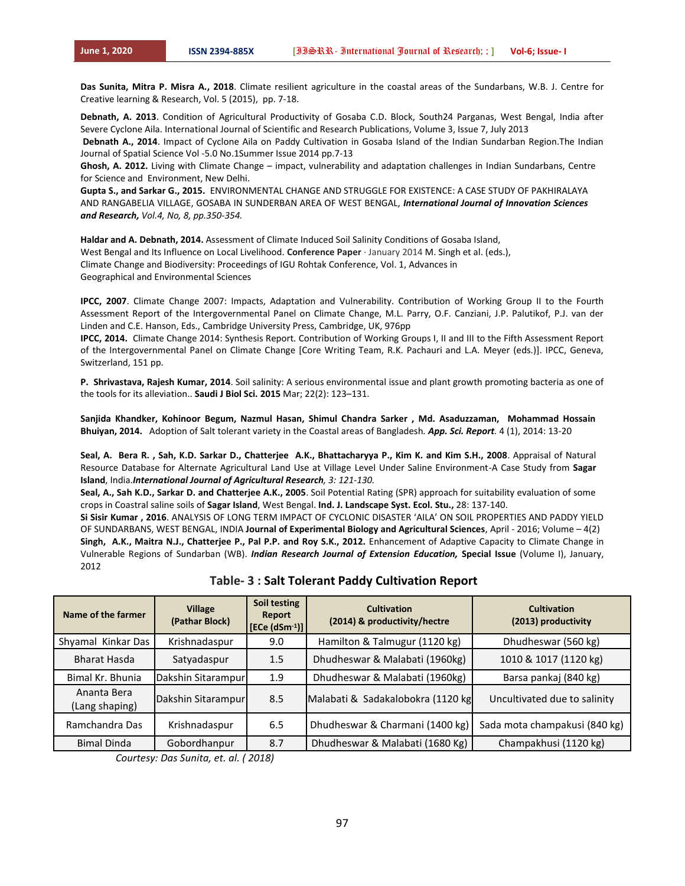**Das Sunita, Mitra P. Misra A., 2018**. Climate resilient agriculture in the coastal areas of the Sundarbans, W.B. J. Centre for Creative learning & Research, Vol. 5 (2015), pp. 7-18.

**Debnath, A. 2013**. Condition of Agricultural Productivity of Gosaba C.D. Block, South24 Parganas, West Bengal, India after Severe Cyclone Aila. International Journal of Scientific and Research Publications, Volume 3, Issue 7, July 2013

**Debnath A., 2014**. Impact of Cyclone Aila on Paddy Cultivation in Gosaba Island of the Indian Sundarban Region.The Indian Journal of Spatial Science Vol -5.0 No.1Summer Issue 2014 pp.7-13

**Ghosh, A. 2012.** Living with Climate Change – impact, vulnerability and adaptation challenges in Indian Sundarbans, Centre for Science and Environment, New Delhi.

**Gupta S., and Sarkar G., 2015.** ENVIRONMENTAL CHANGE AND STRUGGLE FOR EXISTENCE: A CASE STUDY OF PAKHIRALAYA AND RANGABELIA VILLAGE, GOSABA IN SUNDERBAN AREA OF WEST BENGAL, ***International Journal of Innovation Sciences and Research,*** *Vol.4, No, 8, pp.350-354.*

**Haldar and A. Debnath, 2014.** Assessment of Climate Induced Soil Salinity Conditions of Gosaba Island, West Bengal and Its Influence on Local Livelihood. **Conference Paper** · January 2014 M. Singh et al. (eds.), Climate Change and Biodiversity: Proceedings of IGU Rohtak Conference, Vol. 1, Advances in Geographical and Environmental Sciences

**IPCC, 2007**. Climate Change 2007: Impacts, Adaptation and Vulnerability. Contribution of Working Group II to the Fourth Assessment Report of the Intergovernmental Panel on Climate Change, M.L. Parry, O.F. Canziani, J.P. Palutikof, P.J. van der Linden and C.E. Hanson, Eds., Cambridge University Press, Cambridge, UK, 976pp

**IPCC, 2014.** Climate Change 2014: Synthesis Report. Contribution of Working Groups I, II and III to the Fifth Assessment Report of the Intergovernmental Panel on Climate Change [Core Writing Team, R.K. Pachauri and L.A. Meyer (eds.)]. IPCC, Geneva, Switzerland, 151 pp.

**P. Shrivastava, Rajesh Kumar, 2014**. Soil salinity: A serious environmental issue and plant growth promoting bacteria as one of the tools for its alleviation.. **Saudi J Biol Sci. 2015** Mar; 22(2): 123–131.

**Sanjida Khandker, Kohinoor Begum, Nazmul Hasan, Shimul Chandra Sarker , Md. Asaduzzaman, Mohammad Hossain Bhuiyan, 2014.** Adoption of Salt tolerant variety in the Coastal areas of Bangladesh. ***App. Sci. Report***. 4 (1), 2014: 13-20

**Seal, A. Bera R. , Sah, K.D. Sarkar D., Chatterjee A.K., Bhattacharyya P., Kim K. and Kim S.H., 2008**. Appraisal of Natural Resource Database for Alternate Agricultural Land Use at Village Level Under Saline Environment-A Case Study from **Sagar Island**, India.***International Journal of Agricultural Research****, 3: 121-130.*

**Seal, A., Sah K.D., Sarkar D. and Chatterjee A.K., 2005**. Soil Potential Rating (SPR) approach for suitability evaluation of some crops in Coastral saline soils of **Sagar Island**, West Bengal. **Ind. J. Landscape Syst. Ecol. Stu.,** 28: 137-140.

**Si Sisir Kumar , 2016**. ANALYSIS OF LONG TERM IMPACT OF CYCLONIC DISASTER 'AILA' ON SOIL PROPERTIES AND PADDY YIELD OF SUNDARBANS, WEST BENGAL, INDIA **Journal of Experimental Biology and Agricultural Sciences**, April - 2016; Volume – 4(2)

**Singh, A.K., Maitra N.J., Chatterjee P., Pal P.P. and Roy S.K., 2012.** Enhancement of Adaptive Capacity to Climate Change in Vulnerable Regions of Sundarban (WB). ***Indian Research Journal of Extension Education,*** **Special Issue** (Volume I), January, 2012

### Table- 3 : Salt Tolerant Paddy Cultivation Report

| Name of the farmer | Village (Pathar Block) | Soil testing Report [ECe ($dSm^{-1}$)] | Cultivation (2014) & productivity/hectre | Cultivation (2013) productivity |
|---|---|---|---|---|
| Shyamal Kinkar Das | Krishnadaspur | 9.0 | Hamilton & Talmugur (1120 kg) | Dhudheswar (560 kg) |
| Bharat Hasda | Satyadaspur | 1.5 | Dhudheswar & Malabati (1960kg) | 1010 & 1017 (1120 kg) |
| Bimal Kr. Bhunia | Dakshin Sitarampur | 1.9 | Dhudheswar & Malabati (1960kg) | Barsa pankaj (840 kg) |
| Ananta Bera (Lang shaping) | Dakshin Sitarampur | 8.5 | Malabati & Sadakalobokra (1120 kg | Uncultivated due to salinity |
| Ramchandra Das | Krishnadaspur | 6.5 | Dhudheswar & Charmani (1400 kg) | Sada mota champakusi (840 kg) |
| Bimal Dinda | Gobordhanpur | 8.7 | Dhudheswar & Malabati (1680 Kg) | Champakhusi (1120 kg) |

*Courtesy: Das Sunita, et. al. ( 2018)*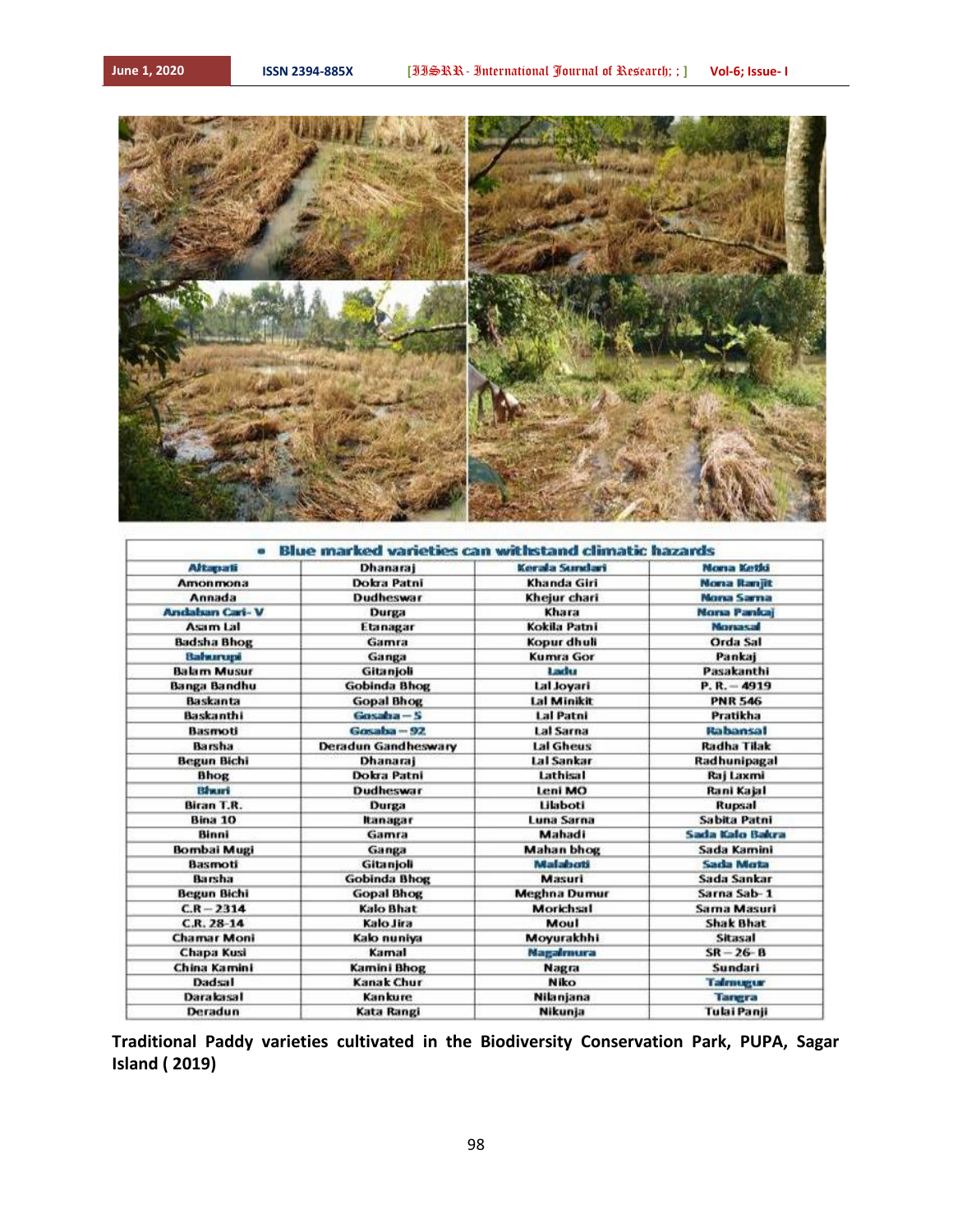| • Blue marked varieties can withstand climatic hazards | | | |
|---|---|---|---|
| Altapati | Dhanaraj | Kerala Sundari | Nona Ketki |
| Amonmona | Dokra Patni | Khanda Giri | Nona Ranjit |
| Annada | Dudheswar | Khejur chari | Nona Sarna |
| Andaban Cari- V | Durga | Khara | Nona Pankaj |
| Asam Lal | Etanagar | Kokila Patni | Nonasal |
| Badsha Bhog | Gamra | Kopur dhuli | Orda Sal |
| Bahurupi | Ganga | Kumra Gor | Pankaj |
| Balam Musur | Gitanjoli | Ladu | Pasakanthi |
| Banga Bandhu | Gobinda Bhog | Lal Joyari | P. R. – 4919 |
| Baskanta | Gopal Bhog | Lal Minikit | PNR 546 |
| Baskanthi | Gosaba – 5 | Lal Patni | Pratikha |
| Basmoti | Gosaba – 92 | Lal Sarna | Rabansal |
| Barsha | Deradun Gandheswary | Lal Gheus | Radha Tilak |
| Begun Bichi | Dhanaraj | Lal Sankar | Radhunipagal |
| Bhog | Dokra Patni | Lathisal | Raj Laxmi |
| Bhuri | Dudheswar | Leni MO | Rani Kajal |
| Biran T.R. | Durga | Lilaboti | Rupsal |
| Bina 10 | Itanagar | Luna Sarna | Sabita Patni |
| Binni | Gamra | Mahadi | Sada Kalo Bakra |
| Bombai Mugi | Ganga | Mahan bhog | Sada Kamini |
| Basmoti | Gitanjoli | Malaboti | Sada Mota |
| Barsha | Gobinda Bhog | Masuri | Sada Sankar |
| Begun Bichi | Gopal Bhog | Meghna Dumur | Sarna Sab- 1 |
| C.R – 2314 | Kalo Bhat | Morichsal | Sarna Masuri |
| C.R. 28-14 | Kalo Jira | Moul | Shak Bhat |
| Chamar Moni | Kalo nuniya | Moyurakhhi | Sitasal |
| Chapa Kusi | Kamal | Nagalmura | SR – 26- B |
| China Kamini | Kamini Bhog | Nagra | Sundari |
| Dadsal | Kanak Chur | Niko | Talmugur |
| Darakasal | Kankure | Nilanjana | Tangra |
| Deradun | Kata Rangi | Nikunja | Tulai Panji |

**Traditional Paddy varieties cultivated in the Biodiversity Conservation Park, PUPA, Sagar Island ( 2019)**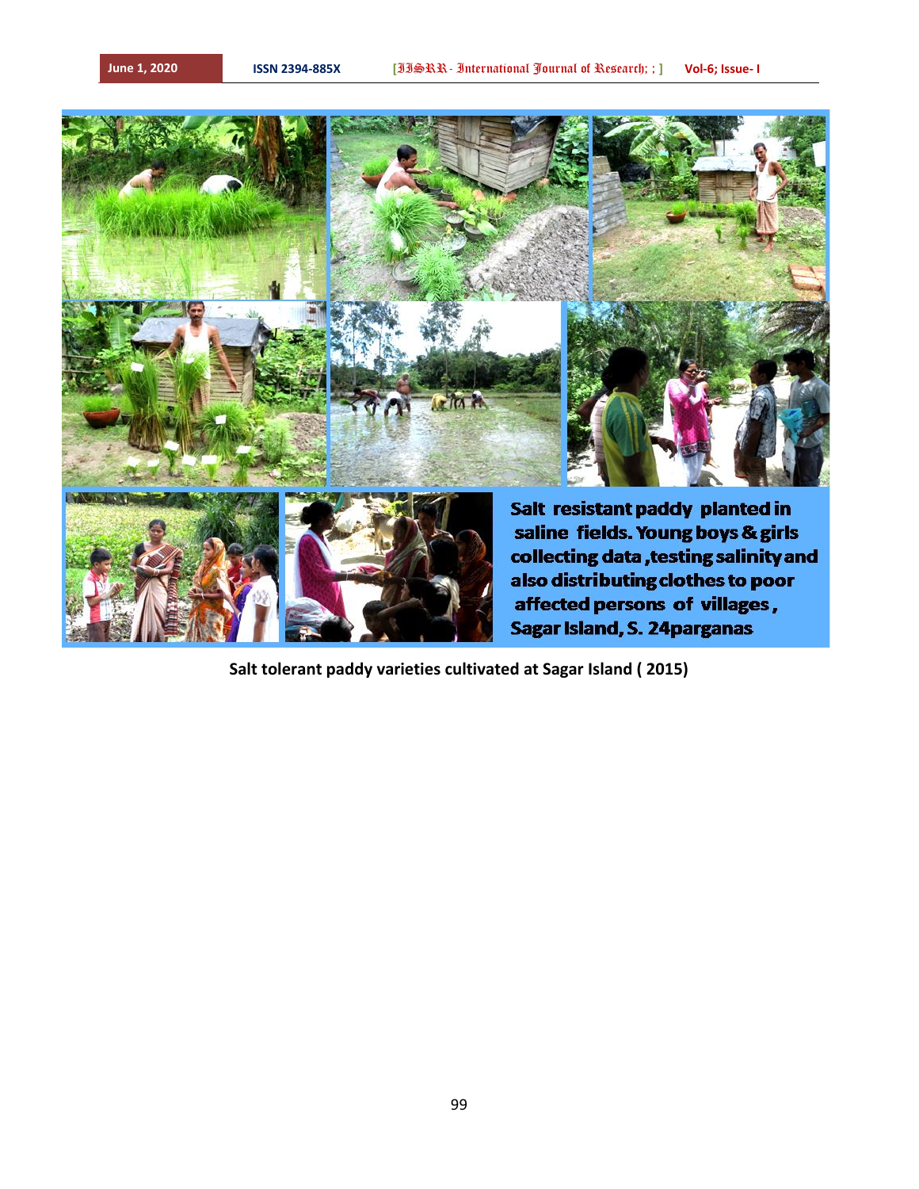Salt resistant paddy planted in saline fields. Young boys & girls collecting data ,testing salinity and also distributing clothes to poor affected persons of villages , Sagar Island, S. 24parganas

**Salt tolerant paddy varieties cultivated at Sagar Island ( 2015)**